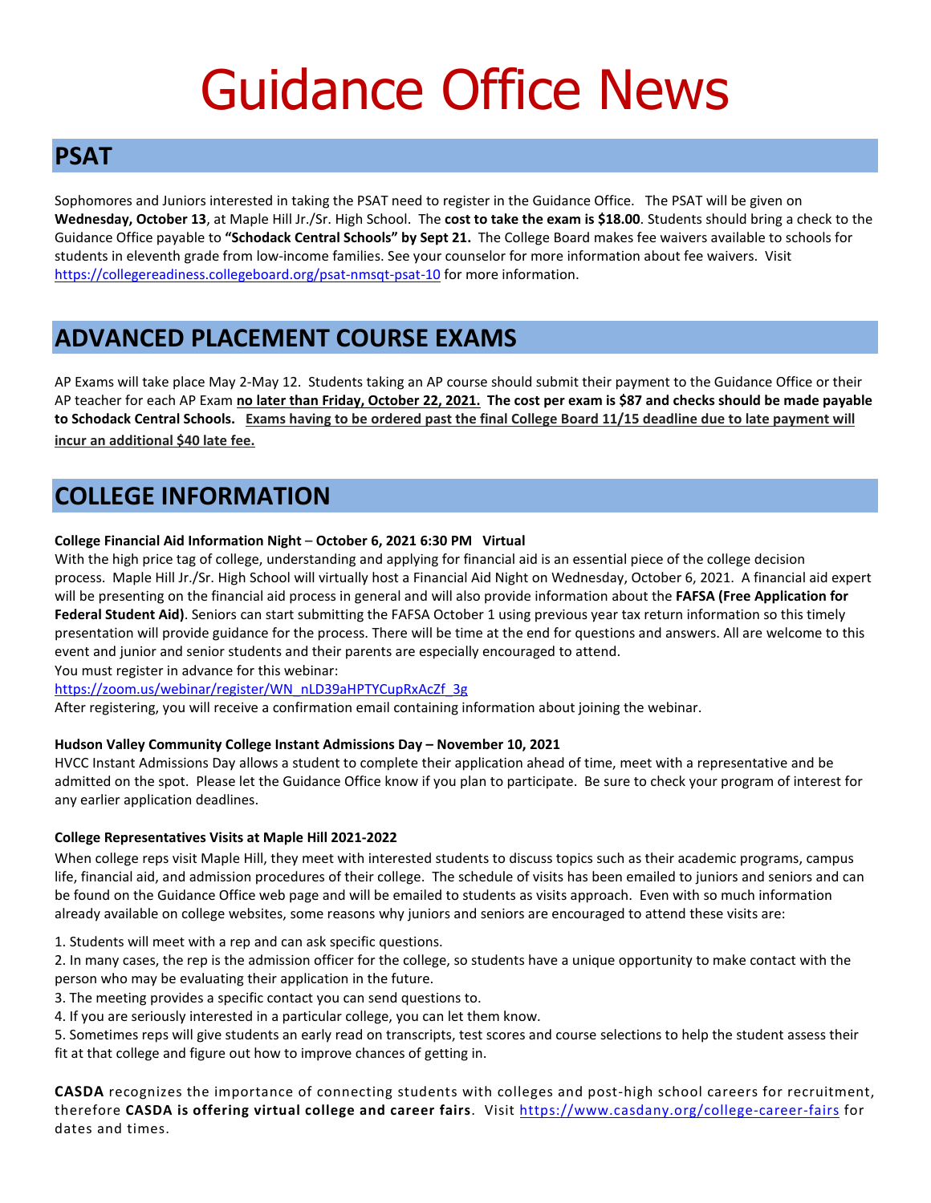# Guidance Office News

## PSAT

Sophomores and Juniors interested in taking the PSAT need to register in the Guidance Office. The PSAT will be given on **Wednesday, October 13**, at Maple Hill Jr./Sr. High School. The **cost to take the exam is $18.00**. Students should bring a check to the Guidance Office payable to **"Schodack Central Schools" by Sept 21.** The College Board makes fee waivers available to schools for students in eleventh grade from low-income families. See your counselor for more information about fee waivers. Visit https://collegereadiness.collegeboard.org/psat-nmsqt-psat-10 for more information.

## ADVANCED PLACEMENT COURSE EXAMS

AP Exams will take place May 2-May 12. Students taking an AP course should submit their payment to the Guidance Office or their AP teacher for each AP Exam **no later than Friday, October 22, 2021. The cost per exam is $87 and checks should be made payable to Schodack Central Schools. Exams having to be ordered past the final College Board 11/15 deadline due to late payment will incur an additional $40 late fee.**

## COLLEGE INFORMATION

**College Financial Aid Information Night – October 6, 2021 6:30 PM Virtual**

With the high price tag of college, understanding and applying for financial aid is an essential piece of the college decision process. Maple Hill Jr./Sr. High School will virtually host a Financial Aid Night on Wednesday, October 6, 2021. A financial aid expert will be presenting on the financial aid process in general and will also provide information about the **FAFSA (Free Application for Federal Student Aid)**. Seniors can start submitting the FAFSA October 1 using previous year tax return information so this timely presentation will provide guidance for the process. There will be time at the end for questions and answers. All are welcome to this event and junior and senior students and their parents are especially encouraged to attend.

You must register in advance for this webinar:

https://zoom.us/webinar/register/WN_nLD39aHPTYCupRxAcZf_3g

After registering, you will receive a confirmation email containing information about joining the webinar.

**Hudson Valley Community College Instant Admissions Day – November 10, 2021**

HVCC Instant Admissions Day allows a student to complete their application ahead of time, meet with a representative and be admitted on the spot. Please let the Guidance Office know if you plan to participate. Be sure to check your program of interest for any earlier application deadlines.

**College Representatives Visits at Maple Hill 2021-2022**

When college reps visit Maple Hill, they meet with interested students to discuss topics such as their academic programs, campus life, financial aid, and admission procedures of their college. The schedule of visits has been emailed to juniors and seniors and can be found on the Guidance Office web page and will be emailed to students as visits approach. Even with so much information already available on college websites, some reasons why juniors and seniors are encouraged to attend these visits are:

1. Students will meet with a rep and can ask specific questions.
2. In many cases, the rep is the admission officer for the college, so students have a unique opportunity to make contact with the person who may be evaluating their application in the future.
3. The meeting provides a specific contact you can send questions to.
4. If you are seriously interested in a particular college, you can let them know.
5. Sometimes reps will give students an early read on transcripts, test scores and course selections to help the student assess their fit at that college and figure out how to improve chances of getting in.

**CASDA** recognizes the importance of connecting students with colleges and post-high school careers for recruitment, therefore **CASDA is offering virtual college and career fairs**. Visit https://www.casdany.org/college-career-fairs for dates and times.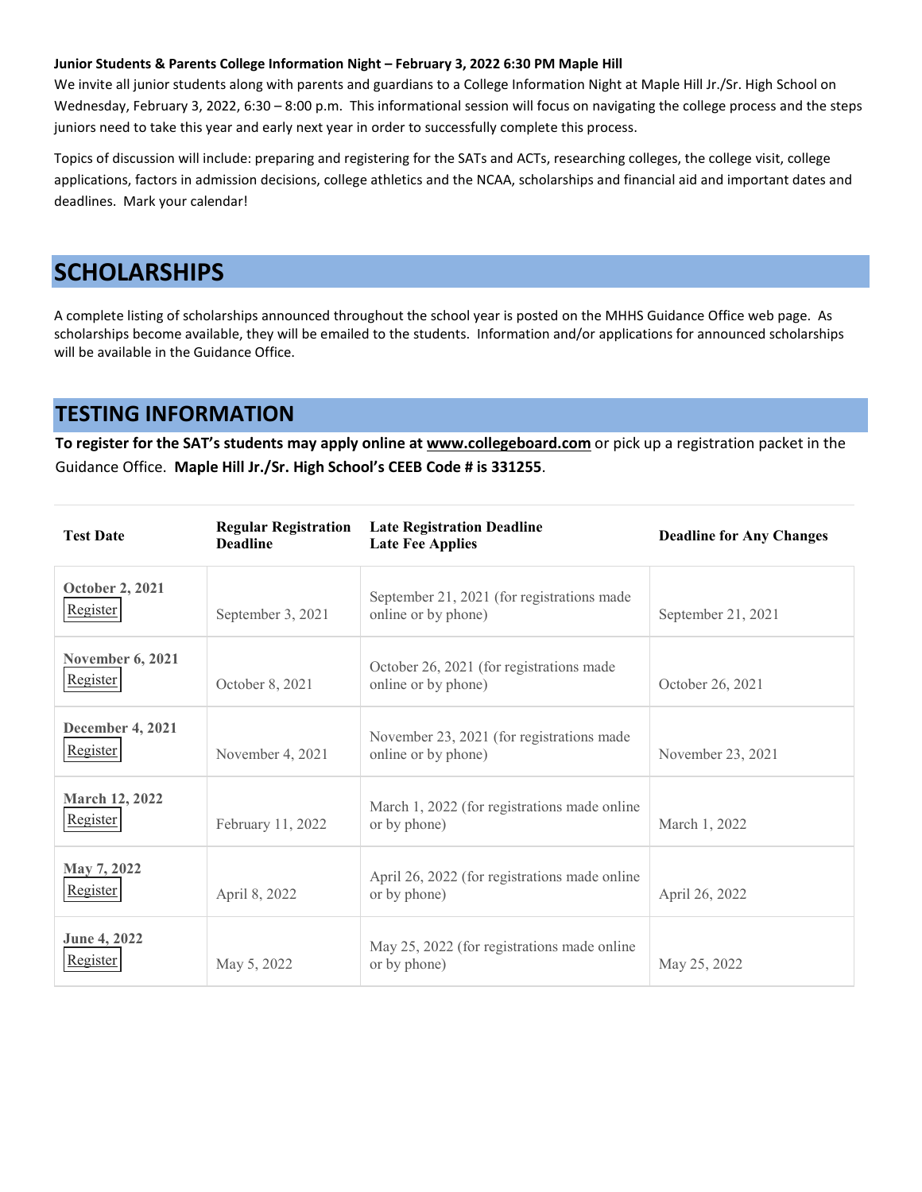**Junior Students & Parents College Information Night – February 3, 2022 6:30 PM Maple Hill**

We invite all junior students along with parents and guardians to a College Information Night at Maple Hill Jr./Sr. High School on Wednesday, February 3, 2022, 6:30 – 8:00 p.m. This informational session will focus on navigating the college process and the steps juniors need to take this year and early next year in order to successfully complete this process.

Topics of discussion will include: preparing and registering for the SATs and ACTs, researching colleges, the college visit, college applications, factors in admission decisions, college athletics and the NCAA, scholarships and financial aid and important dates and deadlines. Mark your calendar!

## SCHOLARSHIPS

A complete listing of scholarships announced throughout the school year is posted on the MHHS Guidance Office web page. As scholarships become available, they will be emailed to the students. Information and/or applications for announced scholarships will be available in the Guidance Office.

## TESTING INFORMATION

**To register for the SAT's students may apply online at www.collegeboard.com** or pick up a registration packet in the Guidance Office. **Maple Hill Jr./Sr. High School's CEEB Code # is 331255**.

| Test Date | Regular Registration Deadline | Late Registration Deadline Late Fee Applies | Deadline for Any Changes |
|---|---|---|---|
| **October 2, 2021** Register | September 3, 2021 | September 21, 2021 (for registrations made online or by phone) | September 21, 2021 |
| **November 6, 2021** Register | October 8, 2021 | October 26, 2021 (for registrations made online or by phone) | October 26, 2021 |
| **December 4, 2021** Register | November 4, 2021 | November 23, 2021 (for registrations made online or by phone) | November 23, 2021 |
| **March 12, 2022** Register | February 11, 2022 | March 1, 2022 (for registrations made online or by phone) | March 1, 2022 |
| **May 7, 2022** Register | April 8, 2022 | April 26, 2022 (for registrations made online or by phone) | April 26, 2022 |
| **June 4, 2022** Register | May 5, 2022 | May 25, 2022 (for registrations made online or by phone) | May 25, 2022 |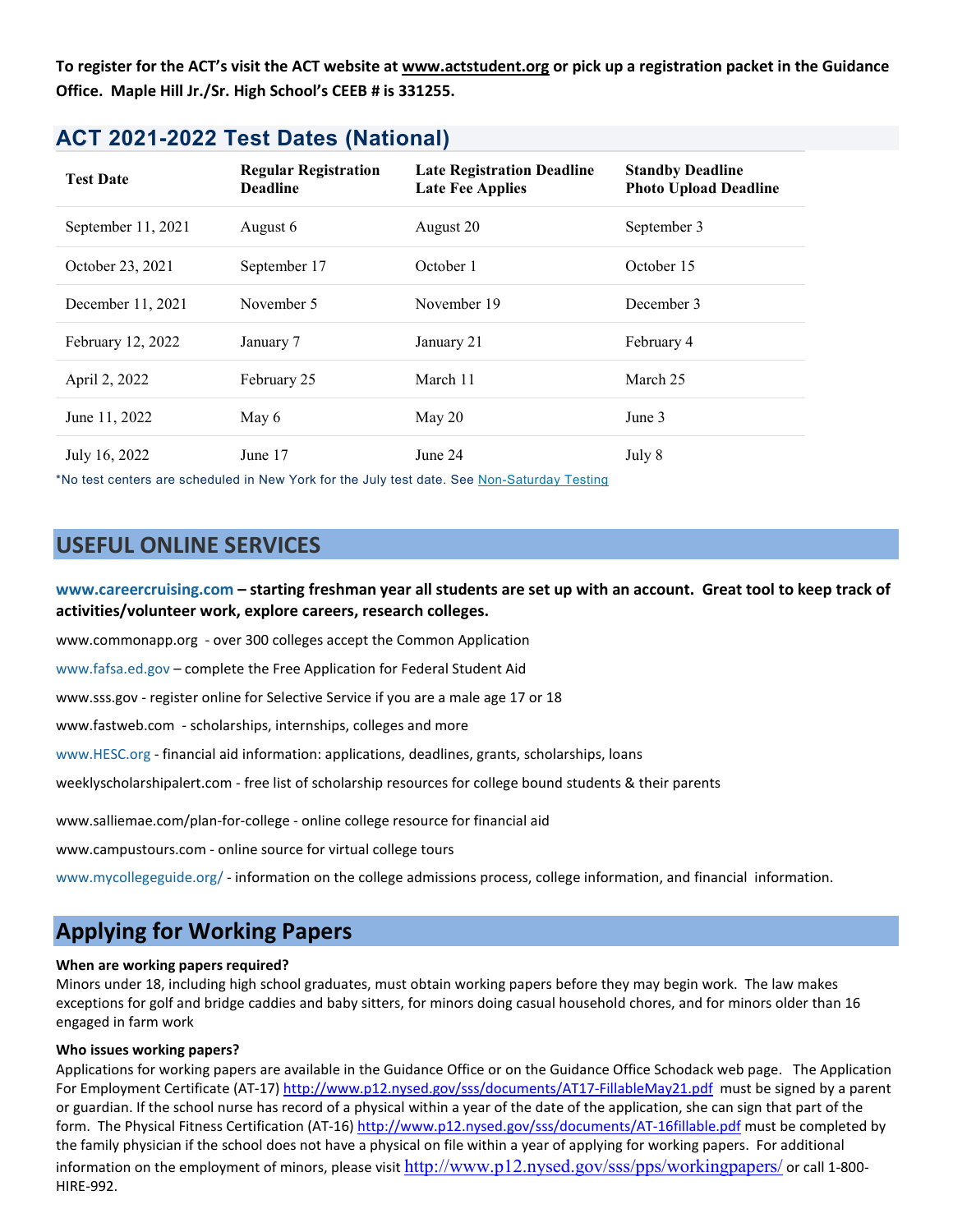**To register for the ACT's visit the ACT website at www.actstudent.org or pick up a registration packet in the Guidance Office. Maple Hill Jr./Sr. High School's CEEB # is 331255.**

## ACT 2021-2022 Test Dates (National)

| Test Date | Regular Registration Deadline | Late Registration Deadline Late Fee Applies | Standby Deadline Photo Upload Deadline |
|---|---|---|---|
| September 11, 2021 | August 6 | August 20 | September 3 |
| October 23, 2021 | September 17 | October 1 | October 15 |
| December 11, 2021 | November 5 | November 19 | December 3 |
| February 12, 2022 | January 7 | January 21 | February 4 |
| April 2, 2022 | February 25 | March 11 | March 25 |
| June 11, 2022 | May 6 | May 20 | June 3 |
| July 16, 2022 | June 17 | June 24 | July 8 |

*No test centers are scheduled in New York for the July test date. See Non-Saturday Testing

## USEFUL ONLINE SERVICES

**www.careercruising.com – starting freshman year all students are set up with an account. Great tool to keep track of activities/volunteer work, explore careers, research colleges.**

www.commonapp.org - over 300 colleges accept the Common Application

www.fafsa.ed.gov – complete the Free Application for Federal Student Aid

www.sss.gov - register online for Selective Service if you are a male age 17 or 18

www.fastweb.com - scholarships, internships, colleges and more

www.HESC.org - financial aid information: applications, deadlines, grants, scholarships, loans

weeklyscholarshipalert.com - free list of scholarship resources for college bound students & their parents

www.salliemae.com/plan-for-college - online college resource for financial aid

www.campustours.com - online source for virtual college tours

www.mycollegeguide.org/ - information on the college admissions process, college information, and financial information.

## Applying for Working Papers

**When are working papers required?**

Minors under 18, including high school graduates, must obtain working papers before they may begin work. The law makes exceptions for golf and bridge caddies and baby sitters, for minors doing casual household chores, and for minors older than 16 engaged in farm work

**Who issues working papers?**

Applications for working papers are available in the Guidance Office or on the Guidance Office Schodack web page. The Application For Employment Certificate (AT-17) http://www.p12.nysed.gov/sss/documents/AT17-FillableMay21.pdf must be signed by a parent or guardian. If the school nurse has record of a physical within a year of the date of the application, she can sign that part of the form. The Physical Fitness Certification (AT-16) http://www.p12.nysed.gov/sss/documents/AT-16fillable.pdf must be completed by the family physician if the school does not have a physical on file within a year of applying for working papers. For additional information on the employment of minors, please visit http://www.p12.nysed.gov/sss/pps/workingpapers/ or call 1-800-HIRE-992.